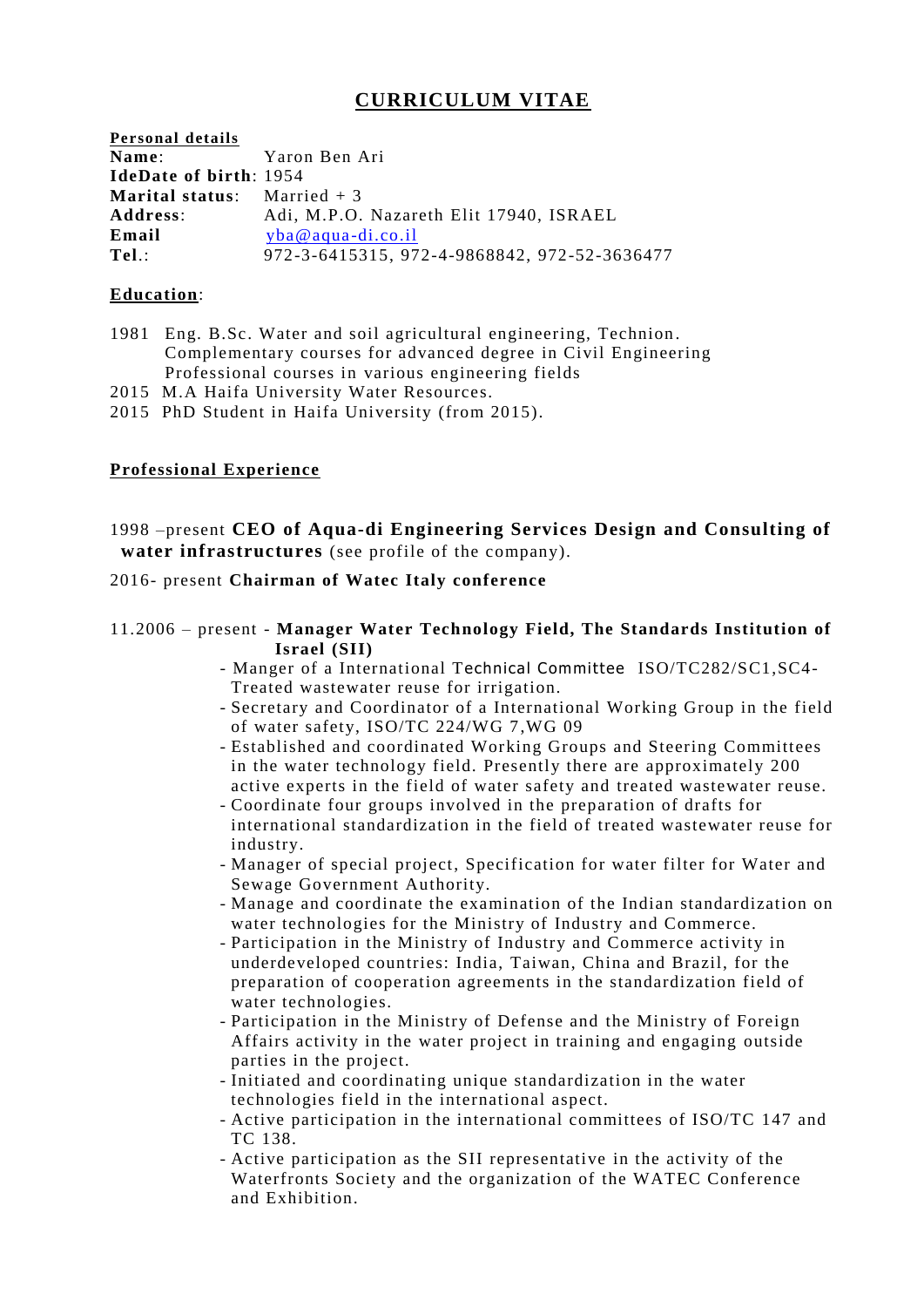# CURRICULUM VITAE

**Personal details**

**Name**: Yaron Ben Ari
**IdeDate of birth**: 1954
**Marital status**: Married + 3
**Address**: Adi, M.P.O. Nazareth Elit 17940, ISRAEL
**Email** yba@aqua-di.co.il
**Tel**.: 972-3-6415315, 972-4-9868842, 972-52-3636477

**Education**:

1981 Eng. B.Sc. Water and soil agricultural engineering, Technion.
Complementary courses for advanced degree in Civil Engineering
Professional courses in various engineering fields
2015 M.A Haifa University Water Resources.
2015 PhD Student in Haifa University (from 2015).

**Professional Experience**

1998 –present **CEO of Aqua-di Engineering Services Design and Consulting of water infrastructures** (see profile of the company).

2016- present **Chairman of Watec Italy conference**

11.2006 – present - **Manager Water Technology Field, The Standards Institution of Israel (SII)**

- Manger of a International Technical Committee ISO/TC282/SC1,SC4- Treated wastewater reuse for irrigation.
- Secretary and Coordinator of a International Working Group in the field of water safety, ISO/TC 224/WG 7,WG 09
- Established and coordinated Working Groups and Steering Committees in the water technology field. Presently there are approximately 200 active experts in the field of water safety and treated wastewater reuse.
- Coordinate four groups involved in the preparation of drafts for international standardization in the field of treated wastewater reuse for industry.
- Manager of special project, Specification for water filter for Water and Sewage Government Authority.
- Manage and coordinate the examination of the Indian standardization on water technologies for the Ministry of Industry and Commerce.
- Participation in the Ministry of Industry and Commerce activity in underdeveloped countries: India, Taiwan, China and Brazil, for the preparation of cooperation agreements in the standardization field of water technologies.
- Participation in the Ministry of Defense and the Ministry of Foreign Affairs activity in the water project in training and engaging outside parties in the project.
- Initiated and coordinating unique standardization in the water technologies field in the international aspect.
- Active participation in the international committees of ISO/TC 147 and TC 138.
- Active participation as the SII representative in the activity of the Waterfronts Society and the organization of the WATEC Conference and Exhibition.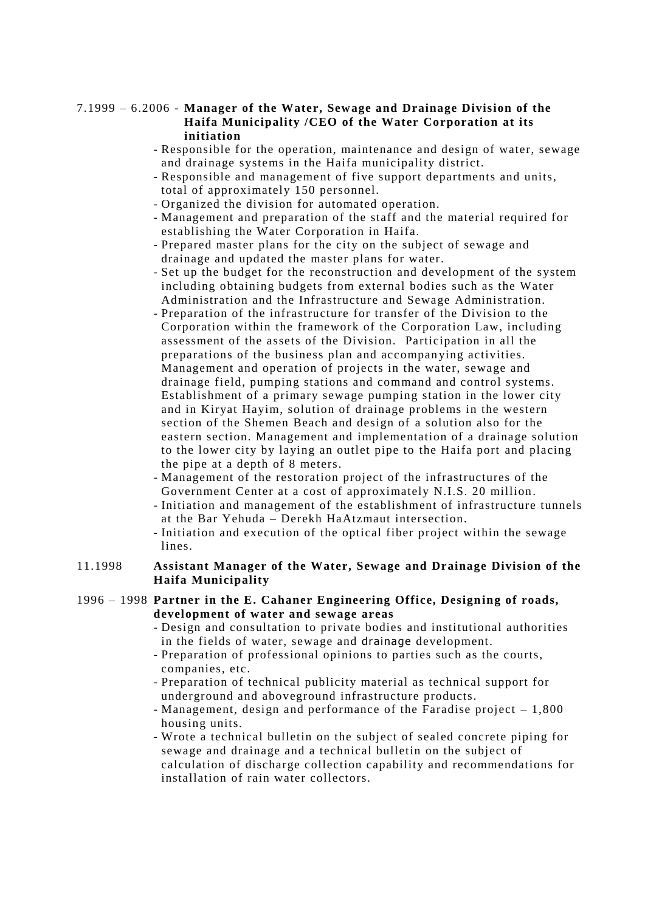7.1999 – 6.2006 - **Manager of the Water, Sewage and Drainage Division of the Haifa Municipality /CEO of the Water Corporation at its initiation**

- Responsible for the operation, maintenance and design of water, sewage and drainage systems in the Haifa municipality district.
- Responsible and management of five support departments and units, total of approximately 150 personnel.
- Organized the division for automated operation.
- Management and preparation of the staff and the material required for establishing the Water Corporation in Haifa.
- Prepared master plans for the city on the subject of sewage and drainage and updated the master plans for water.
- Set up the budget for the reconstruction and development of the system including obtaining budgets from external bodies such as the Water Administration and the Infrastructure and Sewage Administration.
- Preparation of the infrastructure for transfer of the Division to the Corporation within the framework of the Corporation Law, including assessment of the assets of the Division. Participation in all the preparations of the business plan and accompanying activities. Management and operation of projects in the water, sewage and drainage field, pumping stations and command and control systems. Establishment of a primary sewage pumping station in the lower city and in Kiryat Hayim, solution of drainage problems in the western section of the Shemen Beach and design of a solution also for the eastern section. Management and implementation of a drainage solution to the lower city by laying an outlet pipe to the Haifa port and placing the pipe at a depth of 8 meters.
- Management of the restoration project of the infrastructures of the Government Center at a cost of approximately N.I.S. 20 million.
- Initiation and management of the establishment of infrastructure tunnels at the Bar Yehuda – Derekh HaAtzmaut intersection.
- Initiation and execution of the optical fiber project within the sewage lines.

11.1998 **Assistant Manager of the Water, Sewage and Drainage Division of the Haifa Municipality**

1996 – 1998 **Partner in the E. Cahaner Engineering Office, Designing of roads, development of water and sewage areas**

- Design and consultation to private bodies and institutional authorities in the fields of water, sewage and drainage development.
- Preparation of professional opinions to parties such as the courts, companies, etc.
- Preparation of technical publicity material as technical support for underground and aboveground infrastructure products.
- Management, design and performance of the Faradise project – 1,800 housing units.
- Wrote a technical bulletin on the subject of sealed concrete piping for sewage and drainage and a technical bulletin on the subject of calculation of discharge collection capability and recommendations for installation of rain water collectors.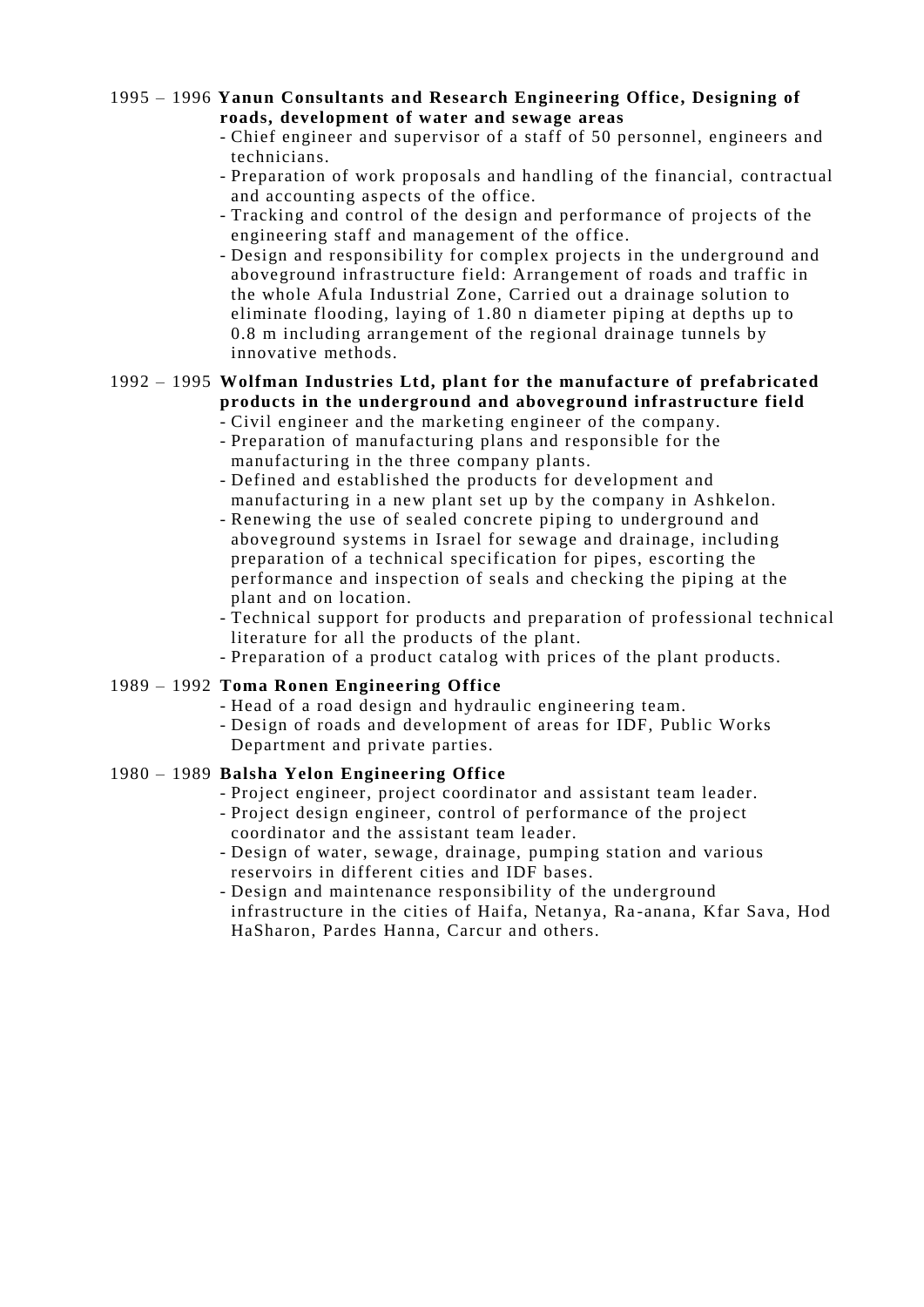1995 – 1996 **Yanun Consultants and Research Engineering Office, Designing of roads, development of water and sewage areas**

- Chief engineer and supervisor of a staff of 50 personnel, engineers and technicians.
- Preparation of work proposals and handling of the financial, contractual and accounting aspects of the office.
- Tracking and control of the design and performance of projects of the engineering staff and management of the office.
- Design and responsibility for complex projects in the underground and aboveground infrastructure field: Arrangement of roads and traffic in the whole Afula Industrial Zone, Carried out a drainage solution to eliminate flooding, laying of 1.80 n diameter piping at depths up to 0.8 m including arrangement of the regional drainage tunnels by innovative methods.

1992 – 1995 **Wolfman Industries Ltd, plant for the manufacture of prefabricated products in the underground and aboveground infrastructure field**

- Civil engineer and the marketing engineer of the company.
- Preparation of manufacturing plans and responsible for the manufacturing in the three company plants.
- Defined and established the products for development and manufacturing in a new plant set up by the company in Ashkelon.
- Renewing the use of sealed concrete piping to underground and aboveground systems in Israel for sewage and drainage, including preparation of a technical specification for pipes, escorting the performance and inspection of seals and checking the piping at the plant and on location.
- Technical support for products and preparation of professional technical literature for all the products of the plant.
- Preparation of a product catalog with prices of the plant products.

1989 – 1992 **Toma Ronen Engineering Office**

- Head of a road design and hydraulic engineering team.
- Design of roads and development of areas for IDF, Public Works Department and private parties.

1980 – 1989 **Balsha Yelon Engineering Office**

- Project engineer, project coordinator and assistant team leader.
- Project design engineer, control of performance of the project coordinator and the assistant team leader.
- Design of water, sewage, drainage, pumping station and various reservoirs in different cities and IDF bases.
- Design and maintenance responsibility of the underground infrastructure in the cities of Haifa, Netanya, Ra-anana, Kfar Sava, Hod HaSharon, Pardes Hanna, Carcur and others.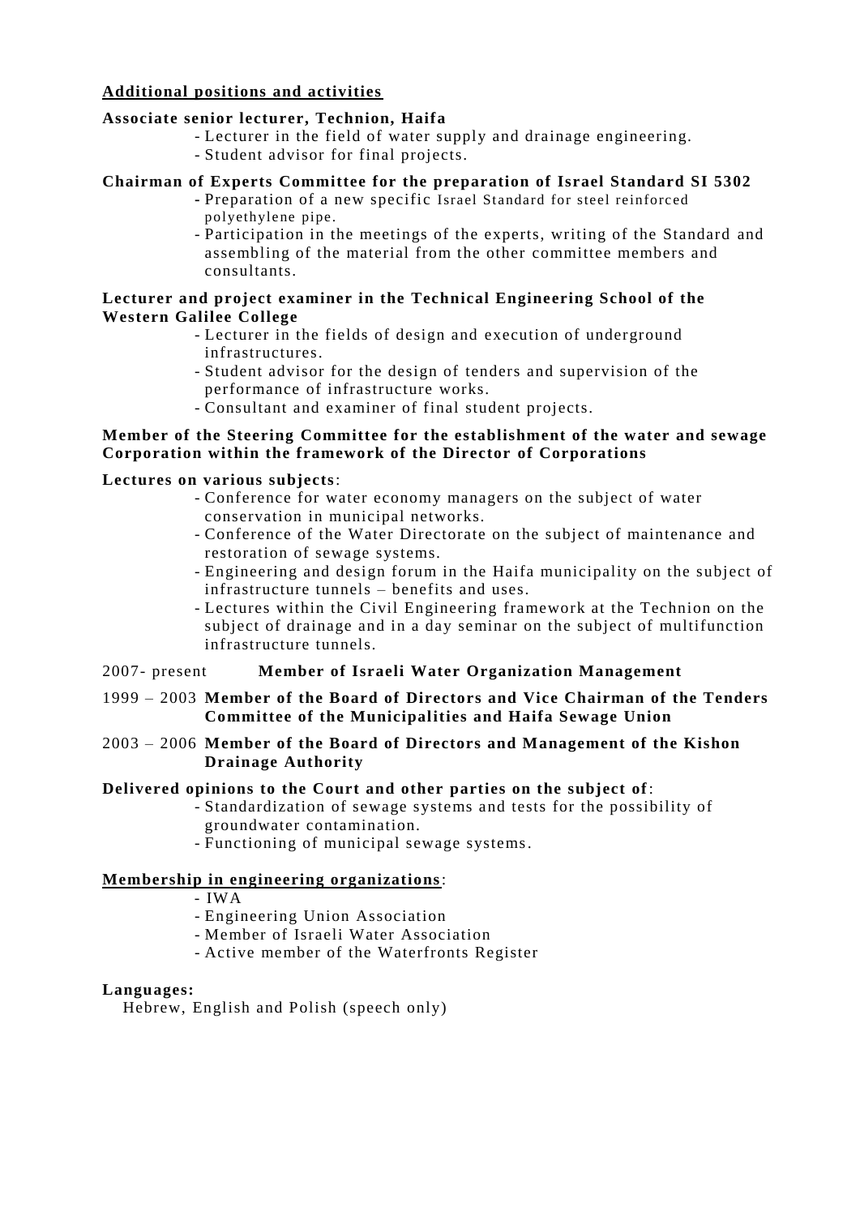<u>**Additional positions and activities**</u>

**Associate senior lecturer, Technion, Haifa**

- Lecturer in the field of water supply and drainage engineering.
- Student advisor for final projects.

**Chairman of Experts Committee for the preparation of Israel Standard SI 5302**

- Preparation of a new specific Israel Standard for steel reinforced polyethylene pipe.
- Participation in the meetings of the experts, writing of the Standard and assembling of the material from the other committee members and consultants.

**Lecturer and project examiner in the Technical Engineering School of the Western Galilee College**

- Lecturer in the fields of design and execution of underground infrastructures.
- Student advisor for the design of tenders and supervision of the performance of infrastructure works.
- Consultant and examiner of final student projects.

**Member of the Steering Committee for the establishment of the water and sewage Corporation within the framework of the Director of Corporations**

**Lectures on various subjects**:

- Conference for water economy managers on the subject of water conservation in municipal networks.
- Conference of the Water Directorate on the subject of maintenance and restoration of sewage systems.
- Engineering and design forum in the Haifa municipality on the subject of infrastructure tunnels – benefits and uses.
- Lectures within the Civil Engineering framework at the Technion on the subject of drainage and in a day seminar on the subject of multifunction infrastructure tunnels.

2007- present **Member of Israeli Water Organization Management**

1999 – 2003 **Member of the Board of Directors and Vice Chairman of the Tenders Committee of the Municipalities and Haifa Sewage Union**

2003 – 2006 **Member of the Board of Directors and Management of the Kishon Drainage Authority**

**Delivered opinions to the Court and other parties on the subject of**:

- Standardization of sewage systems and tests for the possibility of groundwater contamination.
- Functioning of municipal sewage systems.

<u>**Membership in engineering organizations**</u>:

- IWA
- Engineering Union Association
- Member of Israeli Water Association
- Active member of the Waterfronts Register

**Languages:**

Hebrew, English and Polish (speech only)